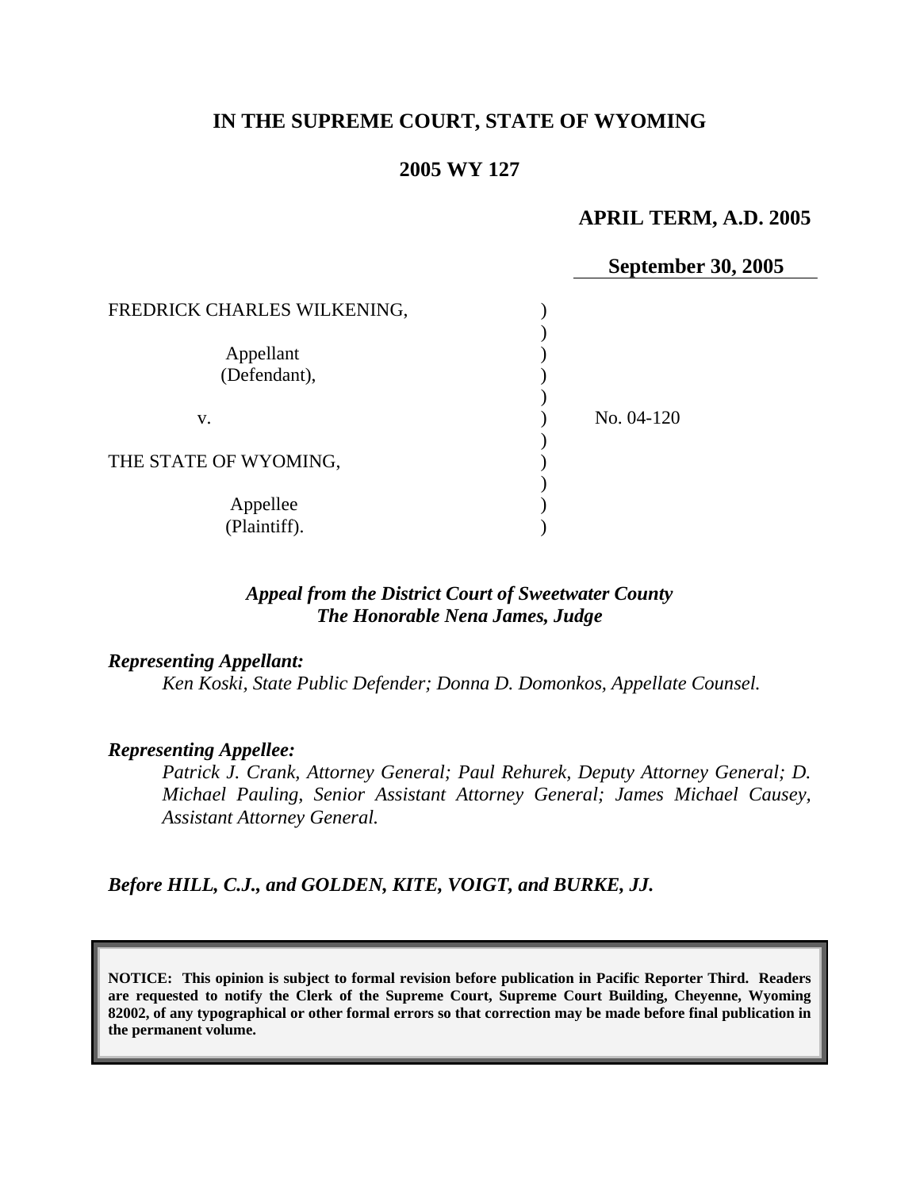**IN THE SUPREME COURT, STATE OF WYOMING**

**2005 WY 127**

**APRIL TERM, A.D. 2005**

**September 30, 2005**

| | | |
|---|---|---|
| FREDRICK CHARLES WILKENING, | ) | |
| | ) | |
| Appellant (Defendant), | ) | |
| | ) | |
| v. | ) | No. 04-120 |
| | ) | |
| THE STATE OF WYOMING, | ) | |
| | ) | |
| Appellee (Plaintiff). | ) | |

*Appeal from the District Court of Sweetwater County*
*The Honorable Nena James, Judge*

***Representing Appellant:***

*Ken Koski, State Public Defender; Donna D. Domonkos, Appellate Counsel.*

***Representing Appellee:***

*Patrick J. Crank, Attorney General; Paul Rehurek, Deputy Attorney General; D. Michael Pauling, Senior Assistant Attorney General; James Michael Causey, Assistant Attorney General.*

***Before HILL, C.J., and GOLDEN, KITE, VOIGT, and BURKE, JJ.***

**NOTICE: This opinion is subject to formal revision before publication in Pacific Reporter Third. Readers are requested to notify the Clerk of the Supreme Court, Supreme Court Building, Cheyenne, Wyoming 82002, of any typographical or other formal errors so that correction may be made before final publication in the permanent volume.**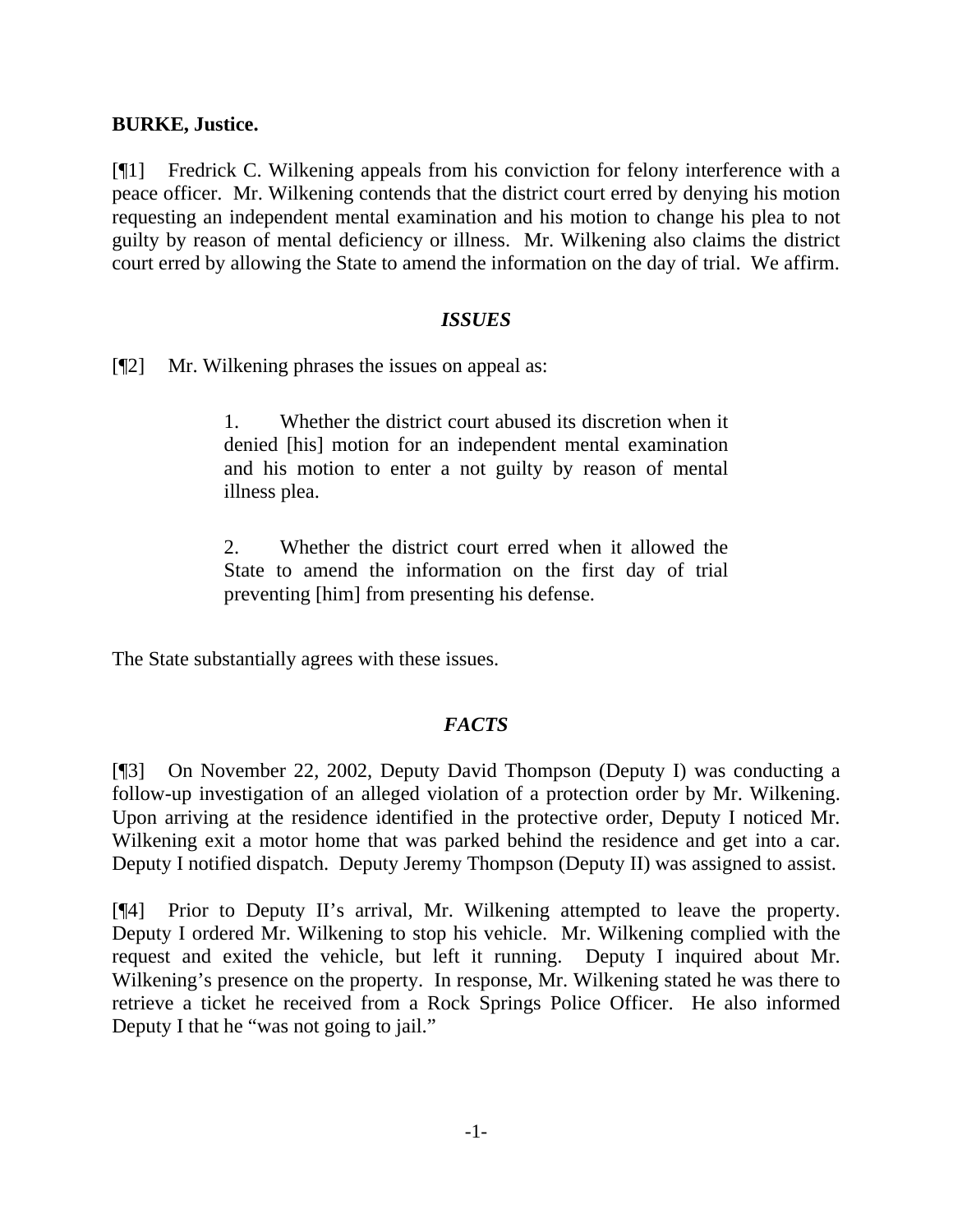**BURKE, Justice.**

[¶1] Fredrick C. Wilkening appeals from his conviction for felony interference with a peace officer. Mr. Wilkening contends that the district court erred by denying his motion requesting an independent mental examination and his motion to change his plea to not guilty by reason of mental deficiency or illness. Mr. Wilkening also claims the district court erred by allowing the State to amend the information on the day of trial. We affirm.

### *ISSUES*

[¶2] Mr. Wilkening phrases the issues on appeal as:

> 1. Whether the district court abused its discretion when it denied [his] motion for an independent mental examination and his motion to enter a not guilty by reason of mental illness plea.
>
> 2. Whether the district court erred when it allowed the State to amend the information on the first day of trial preventing [him] from presenting his defense.

The State substantially agrees with these issues.

### *FACTS*

[¶3] On November 22, 2002, Deputy David Thompson (Deputy I) was conducting a follow-up investigation of an alleged violation of a protection order by Mr. Wilkening. Upon arriving at the residence identified in the protective order, Deputy I noticed Mr. Wilkening exit a motor home that was parked behind the residence and get into a car. Deputy I notified dispatch. Deputy Jeremy Thompson (Deputy II) was assigned to assist.

[¶4] Prior to Deputy II's arrival, Mr. Wilkening attempted to leave the property. Deputy I ordered Mr. Wilkening to stop his vehicle. Mr. Wilkening complied with the request and exited the vehicle, but left it running. Deputy I inquired about Mr. Wilkening's presence on the property. In response, Mr. Wilkening stated he was there to retrieve a ticket he received from a Rock Springs Police Officer. He also informed Deputy I that he "was not going to jail."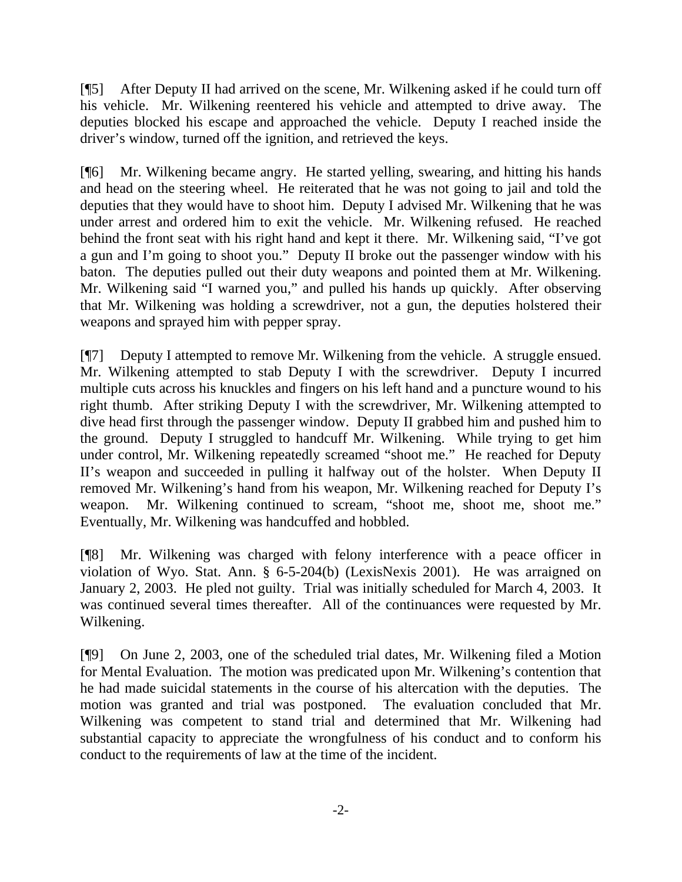[¶5] After Deputy II had arrived on the scene, Mr. Wilkening asked if he could turn off his vehicle. Mr. Wilkening reentered his vehicle and attempted to drive away. The deputies blocked his escape and approached the vehicle. Deputy I reached inside the driver's window, turned off the ignition, and retrieved the keys.

[¶6] Mr. Wilkening became angry. He started yelling, swearing, and hitting his hands and head on the steering wheel. He reiterated that he was not going to jail and told the deputies that they would have to shoot him. Deputy I advised Mr. Wilkening that he was under arrest and ordered him to exit the vehicle. Mr. Wilkening refused. He reached behind the front seat with his right hand and kept it there. Mr. Wilkening said, "I've got a gun and I'm going to shoot you." Deputy II broke out the passenger window with his baton. The deputies pulled out their duty weapons and pointed them at Mr. Wilkening. Mr. Wilkening said "I warned you," and pulled his hands up quickly. After observing that Mr. Wilkening was holding a screwdriver, not a gun, the deputies holstered their weapons and sprayed him with pepper spray.

[¶7] Deputy I attempted to remove Mr. Wilkening from the vehicle. A struggle ensued. Mr. Wilkening attempted to stab Deputy I with the screwdriver. Deputy I incurred multiple cuts across his knuckles and fingers on his left hand and a puncture wound to his right thumb. After striking Deputy I with the screwdriver, Mr. Wilkening attempted to dive head first through the passenger window. Deputy II grabbed him and pushed him to the ground. Deputy I struggled to handcuff Mr. Wilkening. While trying to get him under control, Mr. Wilkening repeatedly screamed "shoot me." He reached for Deputy II's weapon and succeeded in pulling it halfway out of the holster. When Deputy II removed Mr. Wilkening's hand from his weapon, Mr. Wilkening reached for Deputy I's weapon. Mr. Wilkening continued to scream, "shoot me, shoot me, shoot me." Eventually, Mr. Wilkening was handcuffed and hobbled.

[¶8] Mr. Wilkening was charged with felony interference with a peace officer in violation of Wyo. Stat. Ann. § 6-5-204(b) (LexisNexis 2001). He was arraigned on January 2, 2003. He pled not guilty. Trial was initially scheduled for March 4, 2003. It was continued several times thereafter. All of the continuances were requested by Mr. Wilkening.

[¶9] On June 2, 2003, one of the scheduled trial dates, Mr. Wilkening filed a Motion for Mental Evaluation. The motion was predicated upon Mr. Wilkening's contention that he had made suicidal statements in the course of his altercation with the deputies. The motion was granted and trial was postponed. The evaluation concluded that Mr. Wilkening was competent to stand trial and determined that Mr. Wilkening had substantial capacity to appreciate the wrongfulness of his conduct and to conform his conduct to the requirements of law at the time of the incident.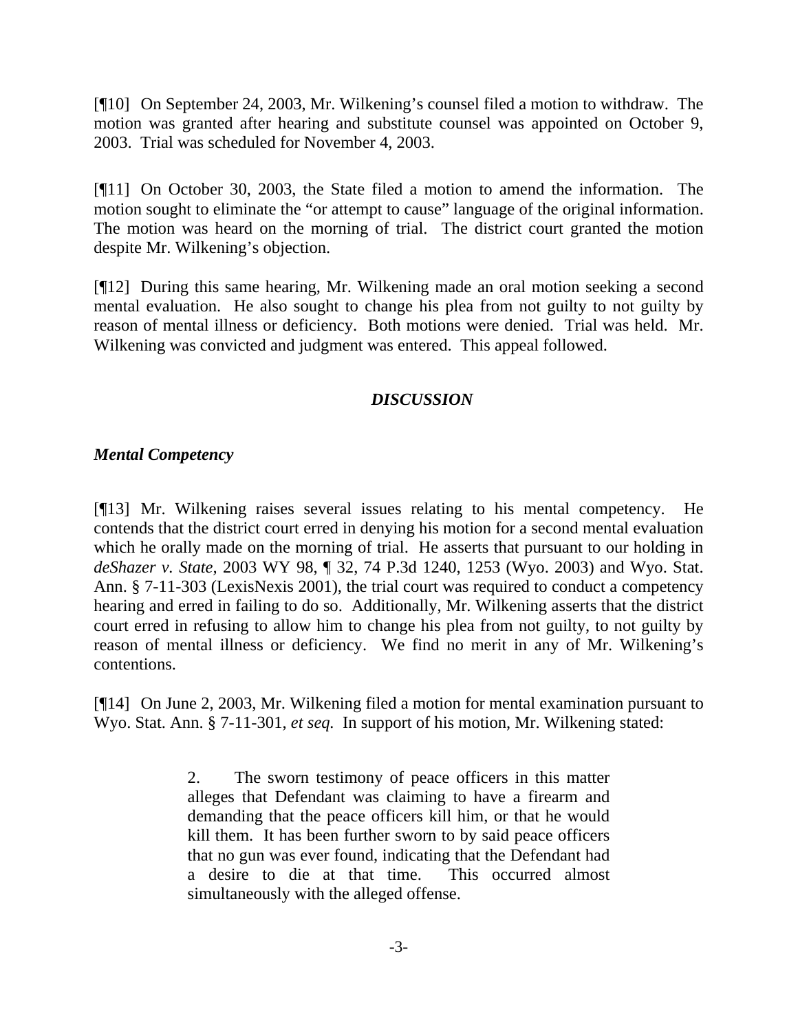[¶10] On September 24, 2003, Mr. Wilkening's counsel filed a motion to withdraw. The motion was granted after hearing and substitute counsel was appointed on October 9, 2003. Trial was scheduled for November 4, 2003.

[¶11] On October 30, 2003, the State filed a motion to amend the information. The motion sought to eliminate the "or attempt to cause" language of the original information. The motion was heard on the morning of trial. The district court granted the motion despite Mr. Wilkening's objection.

[¶12] During this same hearing, Mr. Wilkening made an oral motion seeking a second mental evaluation. He also sought to change his plea from not guilty to not guilty by reason of mental illness or deficiency. Both motions were denied. Trial was held. Mr. Wilkening was convicted and judgment was entered. This appeal followed.

## *DISCUSSION*

### *Mental Competency*

[¶13] Mr. Wilkening raises several issues relating to his mental competency. He contends that the district court erred in denying his motion for a second mental evaluation which he orally made on the morning of trial. He asserts that pursuant to our holding in *deShazer v. State,* 2003 WY 98, ¶ 32, 74 P.3d 1240, 1253 (Wyo. 2003) and Wyo. Stat. Ann. § 7-11-303 (LexisNexis 2001), the trial court was required to conduct a competency hearing and erred in failing to do so. Additionally, Mr. Wilkening asserts that the district court erred in refusing to allow him to change his plea from not guilty, to not guilty by reason of mental illness or deficiency. We find no merit in any of Mr. Wilkening's contentions.

[¶14] On June 2, 2003, Mr. Wilkening filed a motion for mental examination pursuant to Wyo. Stat. Ann. § 7-11-301, *et seq.* In support of his motion, Mr. Wilkening stated:

> 2. The sworn testimony of peace officers in this matter alleges that Defendant was claiming to have a firearm and demanding that the peace officers kill him, or that he would kill them. It has been further sworn to by said peace officers that no gun was ever found, indicating that the Defendant had a desire to die at that time. This occurred almost simultaneously with the alleged offense.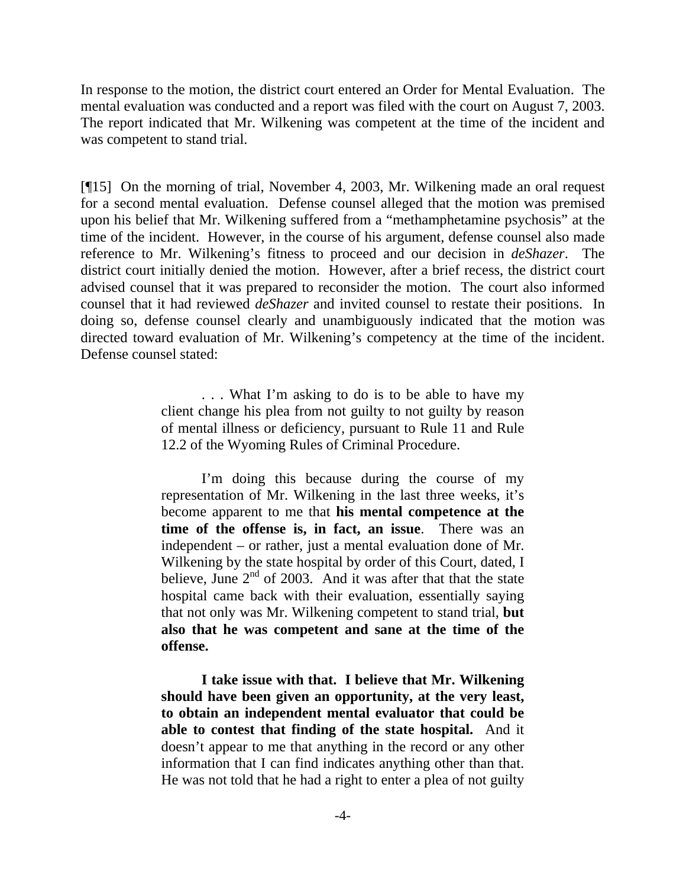In response to the motion, the district court entered an Order for Mental Evaluation. The mental evaluation was conducted and a report was filed with the court on August 7, 2003. The report indicated that Mr. Wilkening was competent at the time of the incident and was competent to stand trial.

[¶15] On the morning of trial, November 4, 2003, Mr. Wilkening made an oral request for a second mental evaluation. Defense counsel alleged that the motion was premised upon his belief that Mr. Wilkening suffered from a "methamphetamine psychosis" at the time of the incident. However, in the course of his argument, defense counsel also made reference to Mr. Wilkening's fitness to proceed and our decision in *deShazer*. The district court initially denied the motion. However, after a brief recess, the district court advised counsel that it was prepared to reconsider the motion. The court also informed counsel that it had reviewed *deShazer* and invited counsel to restate their positions. In doing so, defense counsel clearly and unambiguously indicated that the motion was directed toward evaluation of Mr. Wilkening's competency at the time of the incident. Defense counsel stated:

> . . . What I'm asking to do is to be able to have my client change his plea from not guilty to not guilty by reason of mental illness or deficiency, pursuant to Rule 11 and Rule 12.2 of the Wyoming Rules of Criminal Procedure.
>
> I'm doing this because during the course of my representation of Mr. Wilkening in the last three weeks, it's become apparent to me that **his mental competence at the time of the offense is, in fact, an issue**. There was an independent – or rather, just a mental evaluation done of Mr. Wilkening by the state hospital by order of this Court, dated, I believe, June 2nd of 2003. And it was after that that the state hospital came back with their evaluation, essentially saying that not only was Mr. Wilkening competent to stand trial, **but also that he was competent and sane at the time of the offense.**
>
> **I take issue with that. I believe that Mr. Wilkening should have been given an opportunity, at the very least, to obtain an independent mental evaluator that could be able to contest that finding of the state hospital.** And it doesn't appear to me that anything in the record or any other information that I can find indicates anything other than that. He was not told that he had a right to enter a plea of not guilty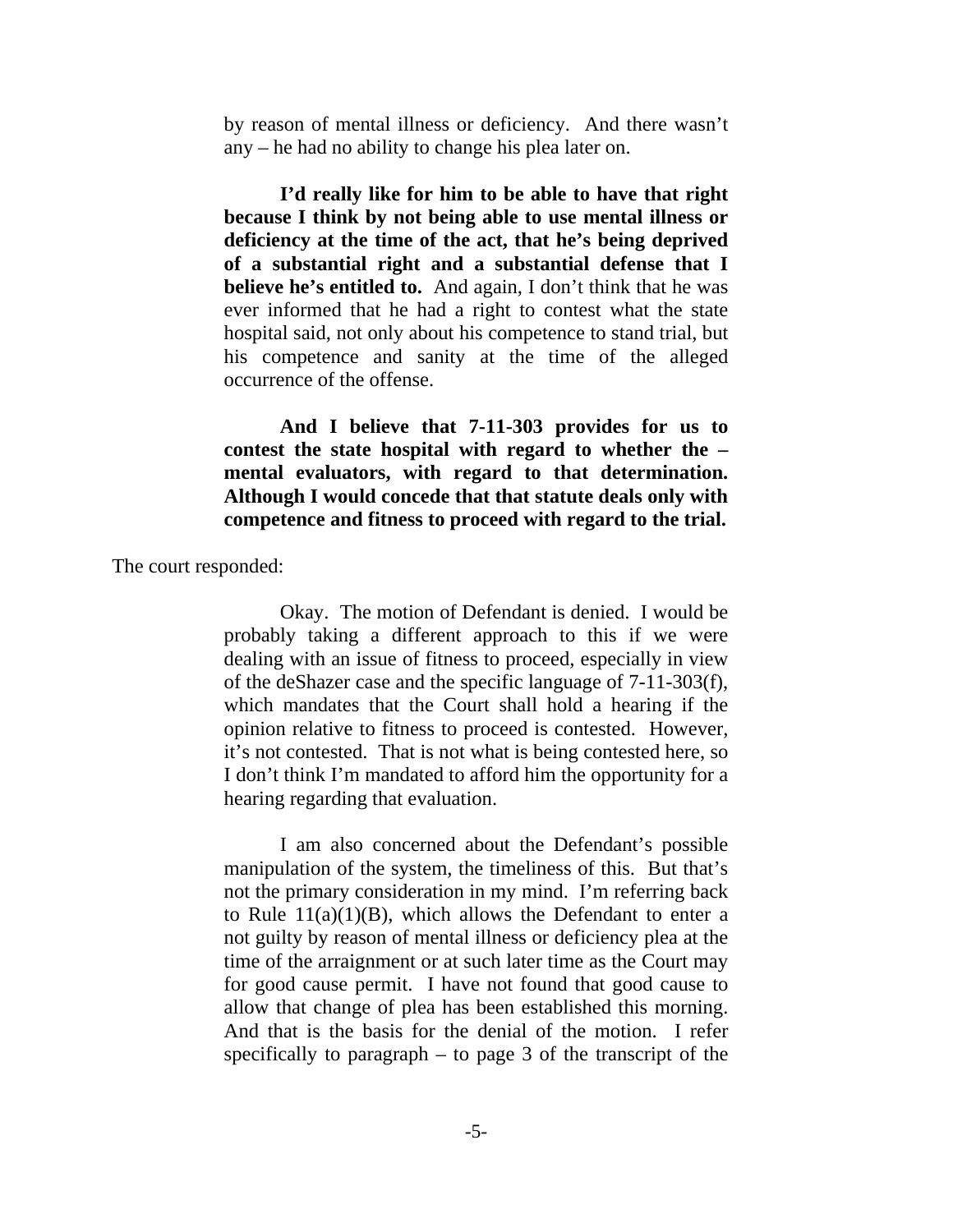> by reason of mental illness or deficiency. And there wasn't any – he had no ability to change his plea later on.
>
> **I'd really like for him to be able to have that right because I think by not being able to use mental illness or deficiency at the time of the act, that he's being deprived of a substantial right and a substantial defense that I believe he's entitled to.** And again, I don't think that he was ever informed that he had a right to contest what the state hospital said, not only about his competence to stand trial, but his competence and sanity at the time of the alleged occurrence of the offense.
>
> **And I believe that 7-11-303 provides for us to contest the state hospital with regard to whether the – mental evaluators, with regard to that determination. Although I would concede that that statute deals only with competence and fitness to proceed with regard to the trial.**

The court responded:

> Okay. The motion of Defendant is denied. I would be probably taking a different approach to this if we were dealing with an issue of fitness to proceed, especially in view of the deShazer case and the specific language of 7-11-303(f), which mandates that the Court shall hold a hearing if the opinion relative to fitness to proceed is contested. However, it's not contested. That is not what is being contested here, so I don't think I'm mandated to afford him the opportunity for a hearing regarding that evaluation.
>
> I am also concerned about the Defendant's possible manipulation of the system, the timeliness of this. But that's not the primary consideration in my mind. I'm referring back to Rule 11(a)(1)(B), which allows the Defendant to enter a not guilty by reason of mental illness or deficiency plea at the time of the arraignment or at such later time as the Court may for good cause permit. I have not found that good cause to allow that change of plea has been established this morning. And that is the basis for the denial of the motion. I refer specifically to paragraph – to page 3 of the transcript of the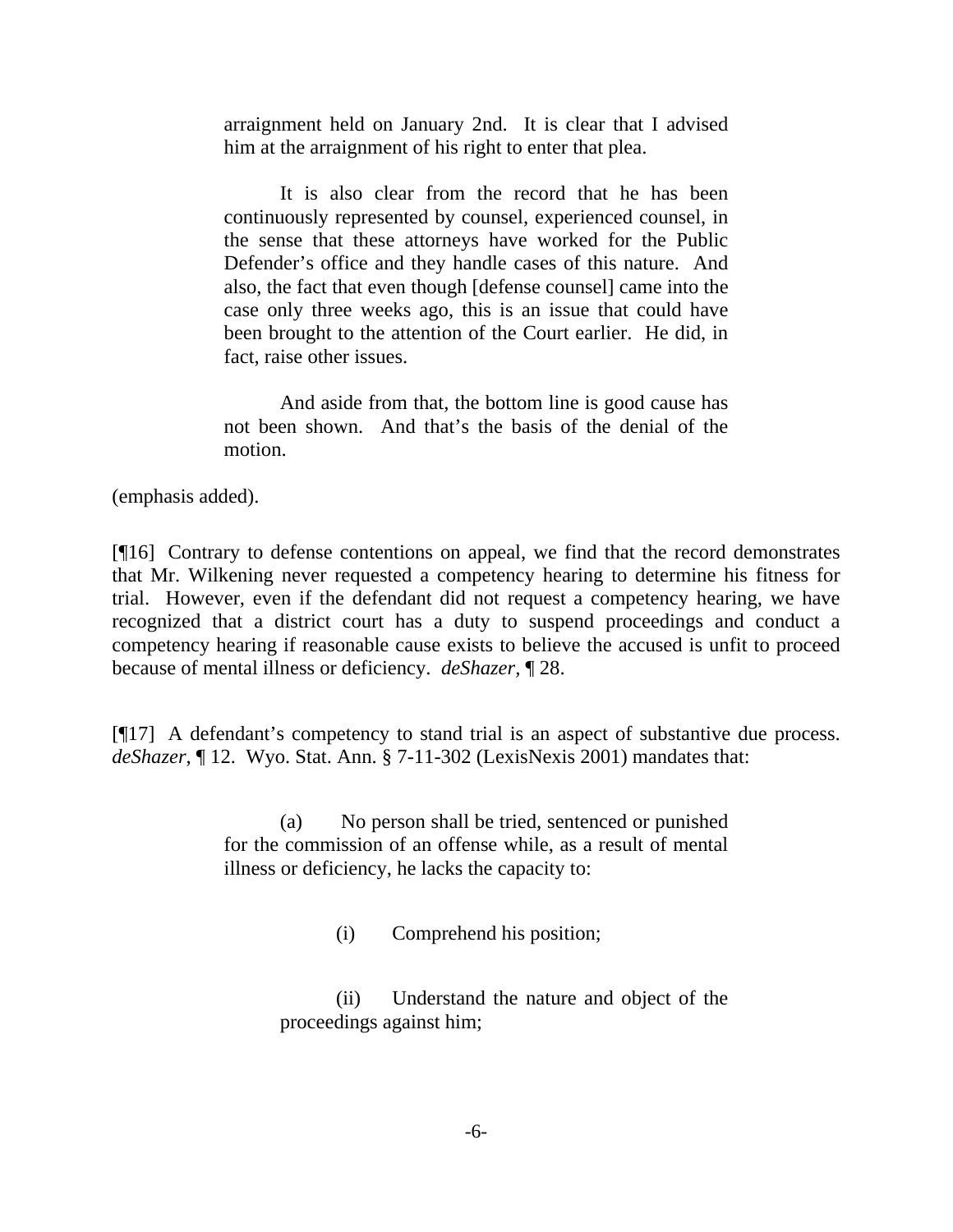> arraignment held on January 2nd. It is clear that I advised him at the arraignment of his right to enter that plea.
>
> It is also clear from the record that he has been continuously represented by counsel, experienced counsel, in the sense that these attorneys have worked for the Public Defender's office and they handle cases of this nature. And also, the fact that even though [defense counsel] came into the case only three weeks ago, this is an issue that could have been brought to the attention of the Court earlier. He did, in fact, raise other issues.
>
> And aside from that, the bottom line is good cause has not been shown. And that's the basis of the denial of the motion.

(emphasis added).

[¶16] Contrary to defense contentions on appeal, we find that the record demonstrates that Mr. Wilkening never requested a competency hearing to determine his fitness for trial. However, even if the defendant did not request a competency hearing, we have recognized that a district court has a duty to suspend proceedings and conduct a competency hearing if reasonable cause exists to believe the accused is unfit to proceed because of mental illness or deficiency. *deShazer*, ¶ 28.

[¶17] A defendant's competency to stand trial is an aspect of substantive due process. *deShazer*, ¶ 12. Wyo. Stat. Ann. § 7-11-302 (LexisNexis 2001) mandates that:

> (a) No person shall be tried, sentenced or punished for the commission of an offense while, as a result of mental illness or deficiency, he lacks the capacity to:
>
> (i) Comprehend his position;
>
> (ii) Understand the nature and object of the proceedings against him;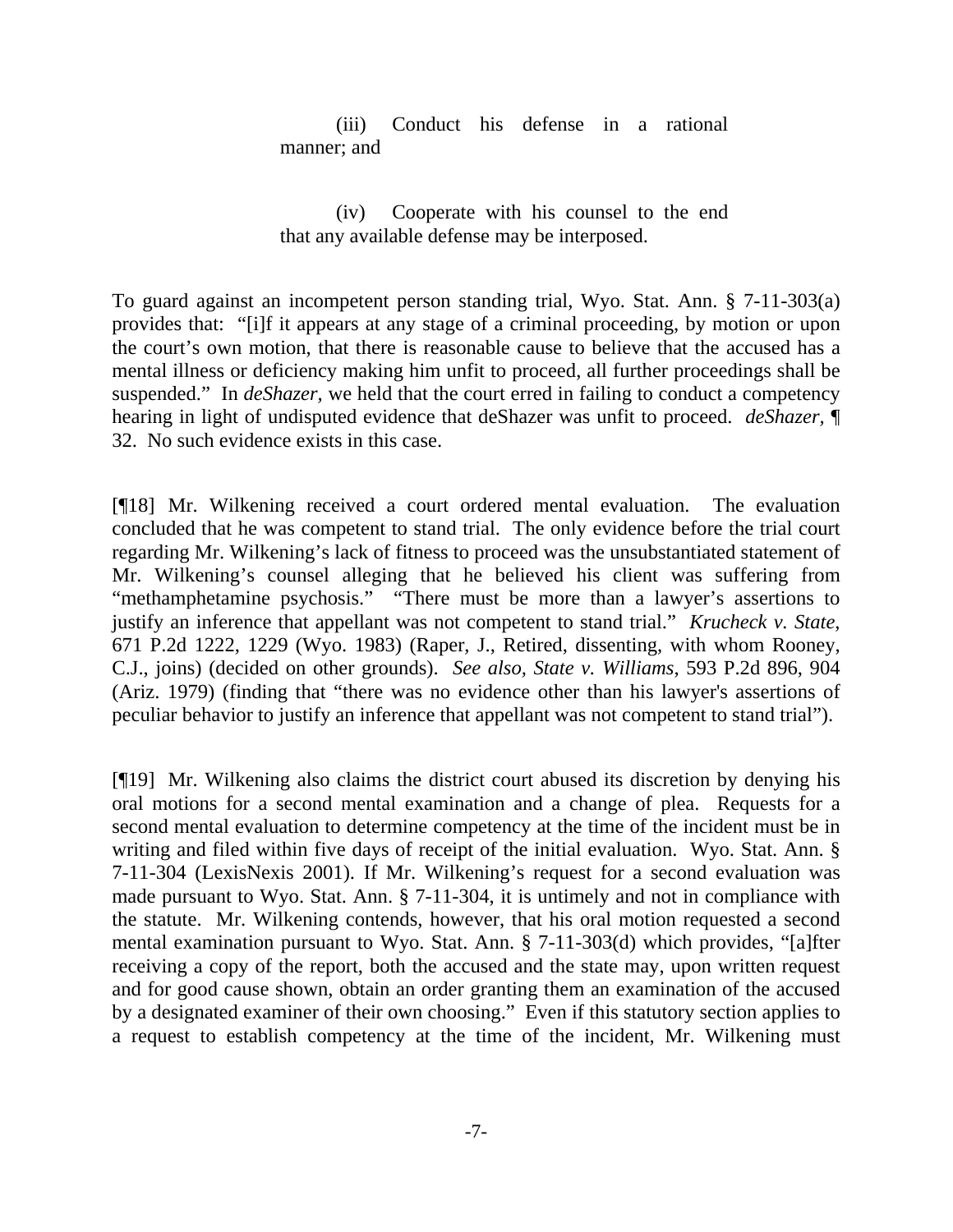> (iii) Conduct his defense in a rational manner; and
>
> (iv) Cooperate with his counsel to the end that any available defense may be interposed.

To guard against an incompetent person standing trial, Wyo. Stat. Ann. § 7-11-303(a) provides that: "[i]f it appears at any stage of a criminal proceeding, by motion or upon the court's own motion, that there is reasonable cause to believe that the accused has a mental illness or deficiency making him unfit to proceed, all further proceedings shall be suspended." In *deShazer*, we held that the court erred in failing to conduct a competency hearing in light of undisputed evidence that deShazer was unfit to proceed. *deShazer*, ¶ 32. No such evidence exists in this case.

[¶18] Mr. Wilkening received a court ordered mental evaluation. The evaluation concluded that he was competent to stand trial. The only evidence before the trial court regarding Mr. Wilkening's lack of fitness to proceed was the unsubstantiated statement of Mr. Wilkening's counsel alleging that he believed his client was suffering from "methamphetamine psychosis." "There must be more than a lawyer's assertions to justify an inference that appellant was not competent to stand trial." *Krucheck v. State*, 671 P.2d 1222, 1229 (Wyo. 1983) (Raper, J., Retired, dissenting, with whom Rooney, C.J., joins) (decided on other grounds). *See also*, *State v. Williams*, 593 P.2d 896, 904 (Ariz. 1979) (finding that "there was no evidence other than his lawyer's assertions of peculiar behavior to justify an inference that appellant was not competent to stand trial").

[¶19] Mr. Wilkening also claims the district court abused its discretion by denying his oral motions for a second mental examination and a change of plea. Requests for a second mental evaluation to determine competency at the time of the incident must be in writing and filed within five days of receipt of the initial evaluation. Wyo. Stat. Ann. § 7-11-304 (LexisNexis 2001). If Mr. Wilkening's request for a second evaluation was made pursuant to Wyo. Stat. Ann. § 7-11-304, it is untimely and not in compliance with the statute. Mr. Wilkening contends, however, that his oral motion requested a second mental examination pursuant to Wyo. Stat. Ann. § 7-11-303(d) which provides, "[a]fter receiving a copy of the report, both the accused and the state may, upon written request and for good cause shown, obtain an order granting them an examination of the accused by a designated examiner of their own choosing." Even if this statutory section applies to a request to establish competency at the time of the incident, Mr. Wilkening must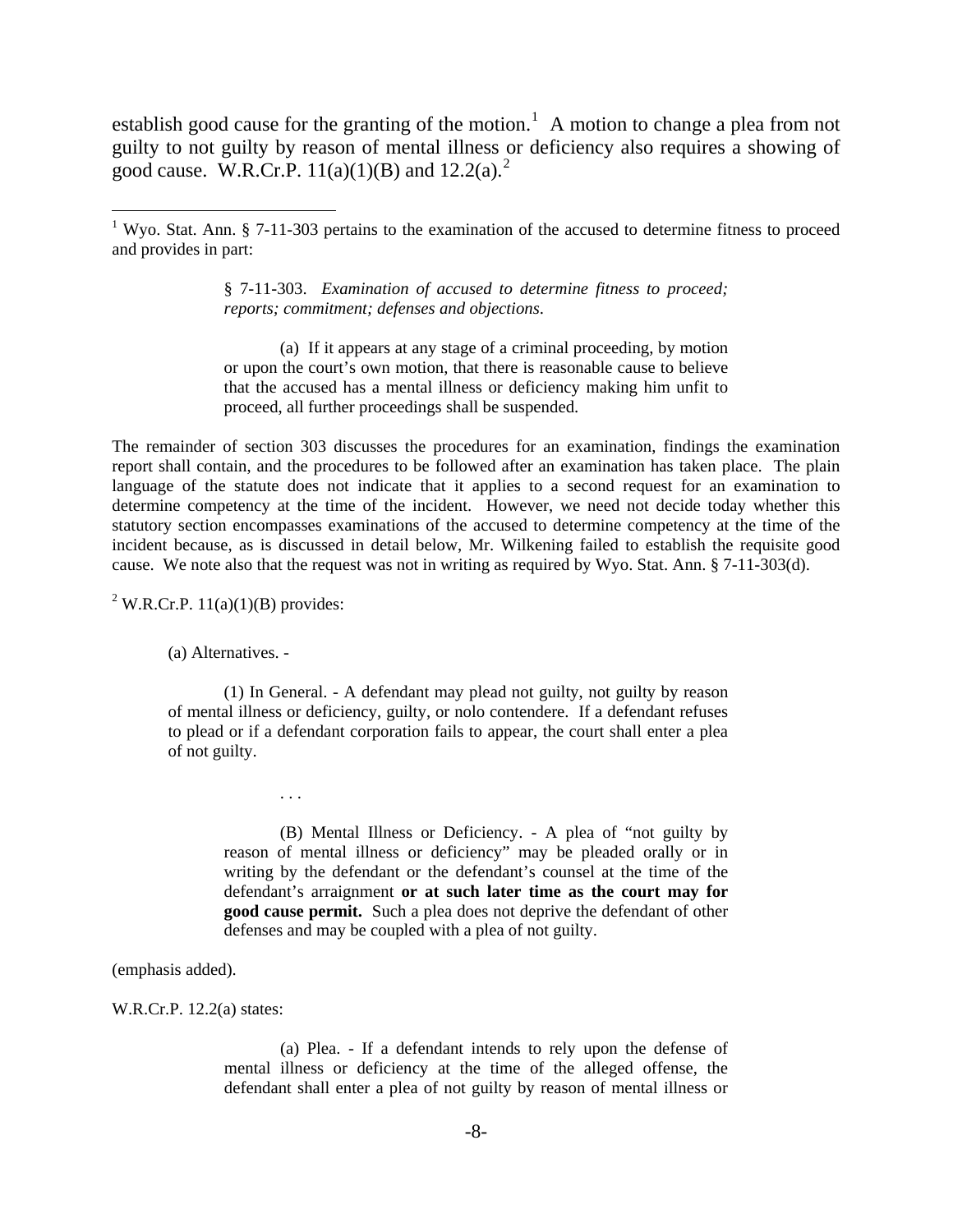establish good cause for the granting of the motion.[1] A motion to change a plea from not guilty to not guilty by reason of mental illness or deficiency also requires a showing of good cause. W.R.Cr.P. 11(a)(1)(B) and 12.2(a).[2]

---

[1] Wyo. Stat. Ann. § 7-11-303 pertains to the examination of the accused to determine fitness to proceed and provides in part:

> § 7-11-303. *Examination of accused to determine fitness to proceed; reports; commitment; defenses and objections*.
>
> (a) If it appears at any stage of a criminal proceeding, by motion or upon the court's own motion, that there is reasonable cause to believe that the accused has a mental illness or deficiency making him unfit to proceed, all further proceedings shall be suspended.

The remainder of section 303 discusses the procedures for an examination, findings the examination report shall contain, and the procedures to be followed after an examination has taken place. The plain language of the statute does not indicate that it applies to a second request for an examination to determine competency at the time of the incident. However, we need not decide today whether this statutory section encompasses examinations of the accused to determine competency at the time of the incident because, as is discussed in detail below, Mr. Wilkening failed to establish the requisite good cause. We note also that the request was not in writing as required by Wyo. Stat. Ann. § 7-11-303(d).

[2] W.R.Cr.P. 11(a)(1)(B) provides:

> (a) Alternatives. -
>
> (1) In General. - A defendant may plead not guilty, not guilty by reason of mental illness or deficiency, guilty, or nolo contendere. If a defendant refuses to plead or if a defendant corporation fails to appear, the court shall enter a plea of not guilty.
>
> . . .
>
> (B) Mental Illness or Deficiency. - A plea of "not guilty by reason of mental illness or deficiency" may be pleaded orally or in writing by the defendant or the defendant's counsel at the time of the defendant's arraignment **or at such later time as the court may for good cause permit.** Such a plea does not deprive the defendant of other defenses and may be coupled with a plea of not guilty.

(emphasis added).

W.R.Cr.P. 12.2(a) states:

> (a) Plea. - If a defendant intends to rely upon the defense of mental illness or deficiency at the time of the alleged offense, the defendant shall enter a plea of not guilty by reason of mental illness or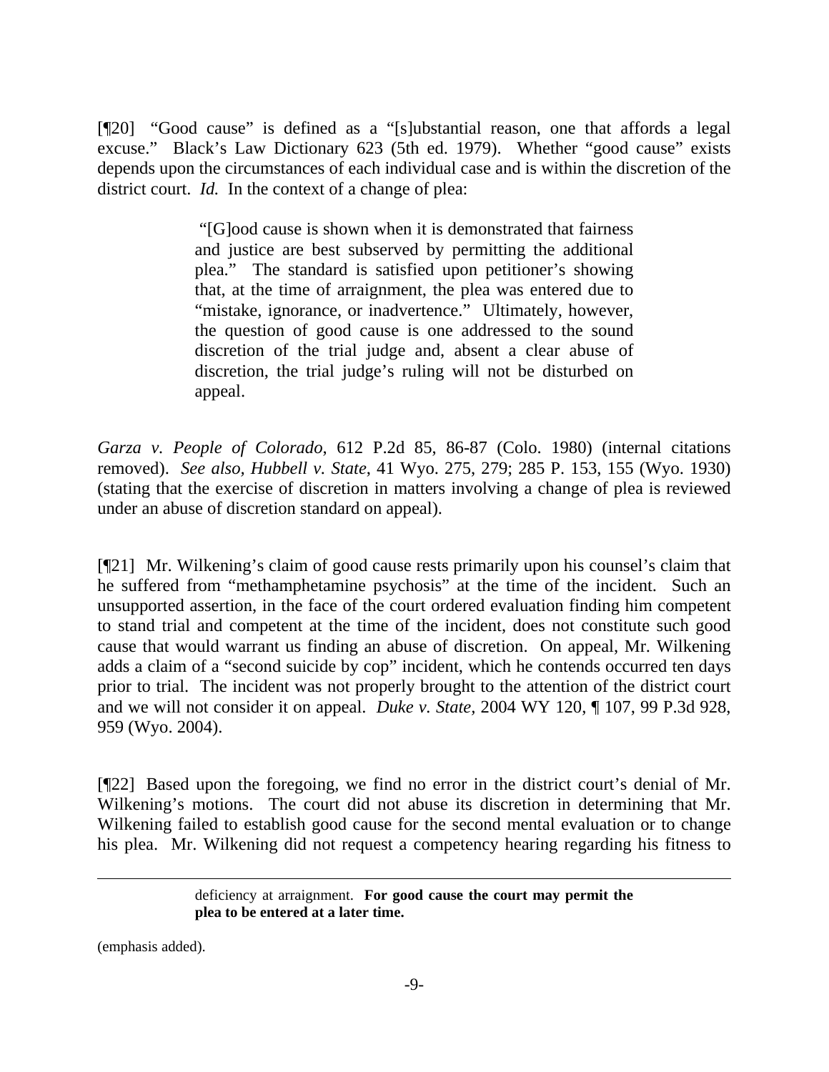[¶20] "Good cause" is defined as a "[s]ubstantial reason, one that affords a legal excuse." Black's Law Dictionary 623 (5th ed. 1979). Whether "good cause" exists depends upon the circumstances of each individual case and is within the discretion of the district court. *Id.* In the context of a change of plea:

> "[G]ood cause is shown when it is demonstrated that fairness and justice are best subserved by permitting the additional plea." The standard is satisfied upon petitioner's showing that, at the time of arraignment, the plea was entered due to "mistake, ignorance, or inadvertence." Ultimately, however, the question of good cause is one addressed to the sound discretion of the trial judge and, absent a clear abuse of discretion, the trial judge's ruling will not be disturbed on appeal.

*Garza v. People of Colorado*, 612 P.2d 85, 86-87 (Colo. 1980) (internal citations removed). *See also, Hubbell v. State*, 41 Wyo. 275, 279; 285 P. 153, 155 (Wyo. 1930) (stating that the exercise of discretion in matters involving a change of plea is reviewed under an abuse of discretion standard on appeal).

[¶21] Mr. Wilkening's claim of good cause rests primarily upon his counsel's claim that he suffered from "methamphetamine psychosis" at the time of the incident. Such an unsupported assertion, in the face of the court ordered evaluation finding him competent to stand trial and competent at the time of the incident, does not constitute such good cause that would warrant us finding an abuse of discretion. On appeal, Mr. Wilkening adds a claim of a "second suicide by cop" incident, which he contends occurred ten days prior to trial. The incident was not properly brought to the attention of the district court and we will not consider it on appeal. *Duke v. State*, 2004 WY 120, ¶ 107, 99 P.3d 928, 959 (Wyo. 2004).

[¶22] Based upon the foregoing, we find no error in the district court's denial of Mr. Wilkening's motions. The court did not abuse its discretion in determining that Mr. Wilkening failed to establish good cause for the second mental evaluation or to change his plea. Mr. Wilkening did not request a competency hearing regarding his fitness to

---

> deficiency at arraignment. **For good cause the court may permit the plea to be entered at a later time.**

(emphasis added).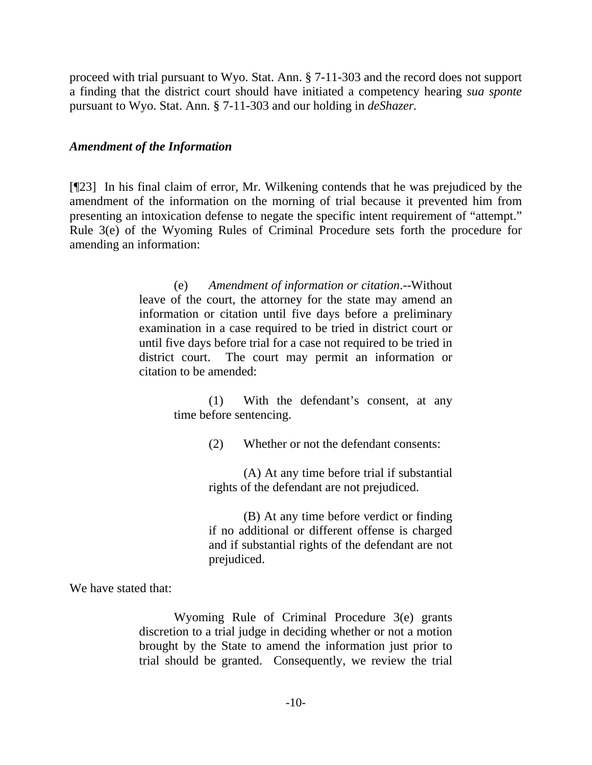proceed with trial pursuant to Wyo. Stat. Ann. § 7-11-303 and the record does not support a finding that the district court should have initiated a competency hearing *sua sponte* pursuant to Wyo. Stat. Ann. § 7-11-303 and our holding in *deShazer*.

### *Amendment of the Information*

[¶23] In his final claim of error, Mr. Wilkening contends that he was prejudiced by the amendment of the information on the morning of trial because it prevented him from presenting an intoxication defense to negate the specific intent requirement of "attempt." Rule 3(e) of the Wyoming Rules of Criminal Procedure sets forth the procedure for amending an information:

> (e) *Amendment of information or citation*.--Without leave of the court, the attorney for the state may amend an information or citation until five days before a preliminary examination in a case required to be tried in district court or until five days before trial for a case not required to be tried in district court. The court may permit an information or citation to be amended:
>
> > (1) With the defendant's consent, at any time before sentencing.
> >
> > (2) Whether or not the defendant consents:
> >
> > > (A) At any time before trial if substantial rights of the defendant are not prejudiced.
> > >
> > > (B) At any time before verdict or finding if no additional or different offense is charged and if substantial rights of the defendant are not prejudiced.

We have stated that:

> Wyoming Rule of Criminal Procedure 3(e) grants discretion to a trial judge in deciding whether or not a motion brought by the State to amend the information just prior to trial should be granted. Consequently, we review the trial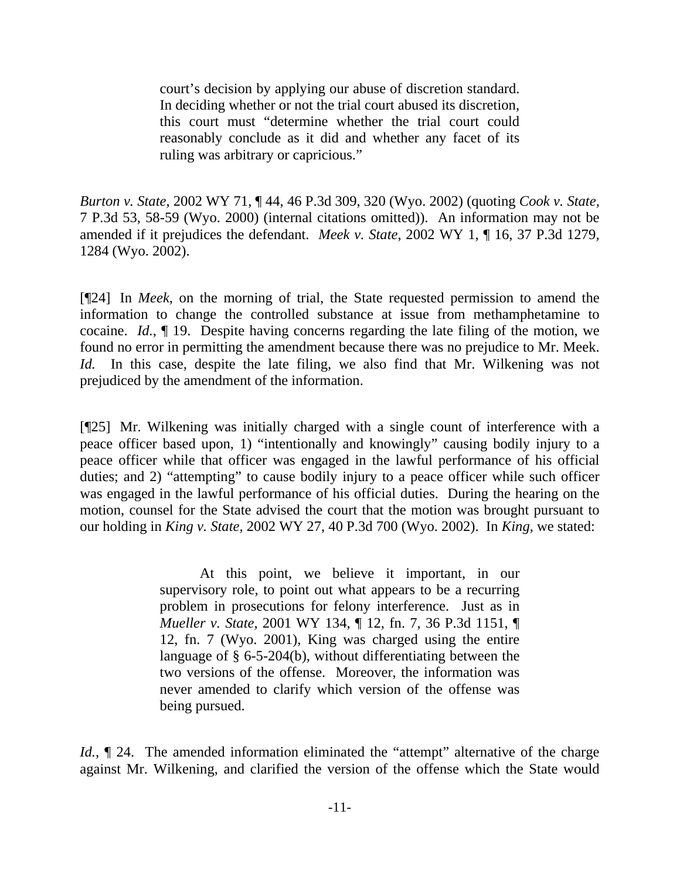> court's decision by applying our abuse of discretion standard. In deciding whether or not the trial court abused its discretion, this court must "determine whether the trial court could reasonably conclude as it did and whether any facet of its ruling was arbitrary or capricious."

*Burton v. State*, 2002 WY 71, ¶ 44, 46 P.3d 309, 320 (Wyo. 2002) (quoting *Cook v. State*, 7 P.3d 53, 58-59 (Wyo. 2000) (internal citations omitted)). An information may not be amended if it prejudices the defendant. *Meek v. State*, 2002 WY 1, ¶ 16, 37 P.3d 1279, 1284 (Wyo. 2002).

[¶24] In *Meek*, on the morning of trial, the State requested permission to amend the information to change the controlled substance at issue from methamphetamine to cocaine. *Id.*, ¶ 19. Despite having concerns regarding the late filing of the motion, we found no error in permitting the amendment because there was no prejudice to Mr. Meek. *Id.* In this case, despite the late filing, we also find that Mr. Wilkening was not prejudiced by the amendment of the information.

[¶25] Mr. Wilkening was initially charged with a single count of interference with a peace officer based upon, 1) "intentionally and knowingly" causing bodily injury to a peace officer while that officer was engaged in the lawful performance of his official duties; and 2) "attempting" to cause bodily injury to a peace officer while such officer was engaged in the lawful performance of his official duties. During the hearing on the motion, counsel for the State advised the court that the motion was brought pursuant to our holding in *King v. State,* 2002 WY 27, 40 P.3d 700 (Wyo. 2002). In *King,* we stated:

> At this point, we believe it important, in our supervisory role, to point out what appears to be a recurring problem in prosecutions for felony interference. Just as in *Mueller v. State*, 2001 WY 134, ¶ 12, fn. 7, 36 P.3d 1151, ¶ 12, fn. 7 (Wyo. 2001), King was charged using the entire language of § 6-5-204(b), without differentiating between the two versions of the offense. Moreover, the information was never amended to clarify which version of the offense was being pursued.

*Id.,* ¶ 24. The amended information eliminated the "attempt" alternative of the charge against Mr. Wilkening, and clarified the version of the offense which the State would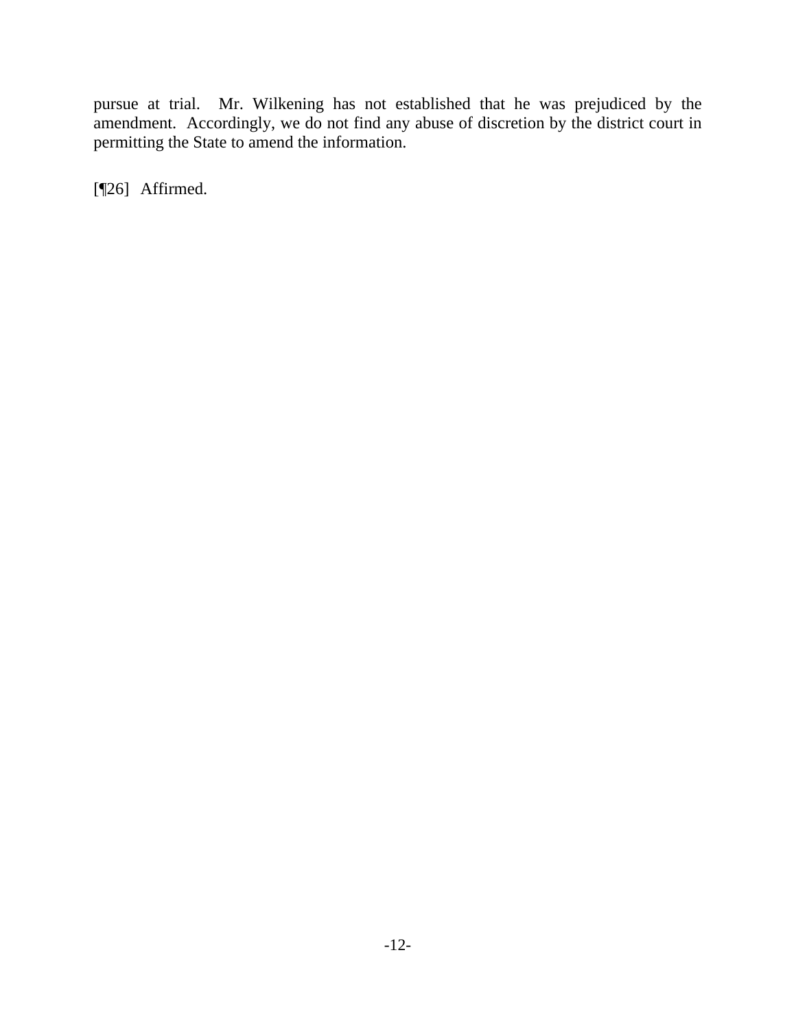pursue at trial. Mr. Wilkening has not established that he was prejudiced by the amendment. Accordingly, we do not find any abuse of discretion by the district court in permitting the State to amend the information.

[¶26] Affirmed.